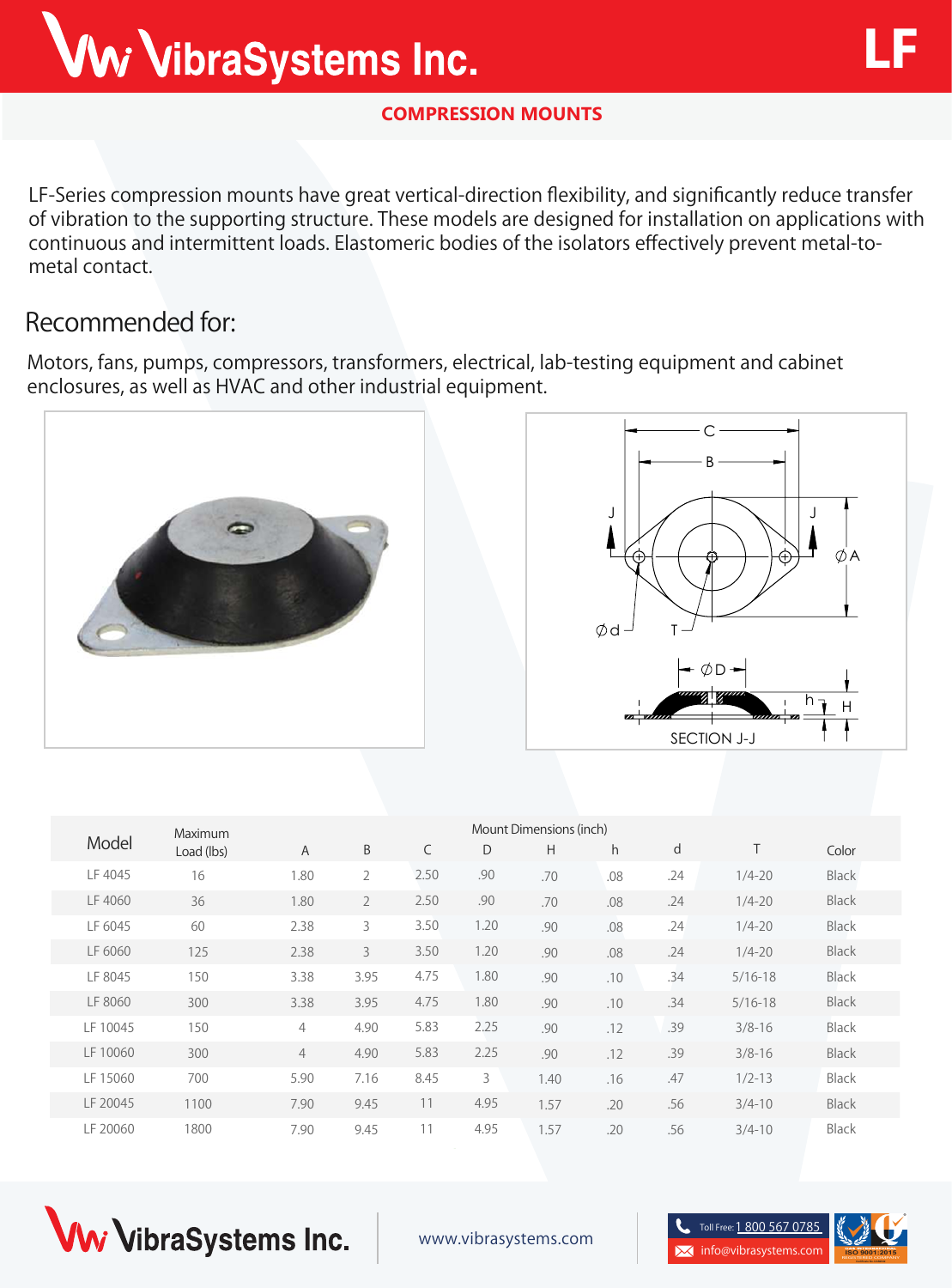# VibraSystems Inc.

**LF**

**COMPRESSION MOUNTS**

LF-Series compression mounts have great vertical-direction flexibility, and significantly reduce transfer of vibration to the supporting structure. These models are designed for installation on applications with continuous and intermittent loads. Elastomeric bodies of the isolators effectively prevent metal-to-metal contact.

## Recommended for:

Motors, fans, pumps, compressors, transformers, electrical, lab-testing equipment and cabinet enclosures, as well as HVAC and other industrial equipment.

| Model | Maximum Load (lbs) | Mount Dimensions (inch) | | | | | | | | Color |
|---|---|---|---|---|---|---|---|---|---|---|
| | | A | B | C | D | H | h | d | T | |
| LF 4045 | 16 | 1.80 | 2 | 2.50 | .90 | .70 | .08 | .24 | 1/4-20 | Black |
| LF 4060 | 36 | 1.80 | 2 | 2.50 | .90 | .70 | .08 | .24 | 1/4-20 | Black |
| LF 6045 | 60 | 2.38 | 3 | 3.50 | 1.20 | .90 | .08 | .24 | 1/4-20 | Black |
| LF 6060 | 125 | 2.38 | 3 | 3.50 | 1.20 | .90 | .08 | .24 | 1/4-20 | Black |
| LF 8045 | 150 | 3.38 | 3.95 | 4.75 | 1.80 | .90 | .10 | .34 | 5/16-18 | Black |
| LF 8060 | 300 | 3.38 | 3.95 | 4.75 | 1.80 | .90 | .10 | .34 | 5/16-18 | Black |
| LF 10045 | 150 | 4 | 4.90 | 5.83 | 2.25 | .90 | .12 | .39 | 3/8-16 | Black |
| LF 10060 | 300 | 4 | 4.90 | 5.83 | 2.25 | .90 | .12 | .39 | 3/8-16 | Black |
| LF 15060 | 700 | 5.90 | 7.16 | 8.45 | 3 | 1.40 | .16 | .47 | 1/2-13 | Black |
| LF 20045 | 1100 | 7.90 | 9.45 | 11 | 4.95 | 1.57 | .20 | .56 | 3/4-10 | Black |
| LF 20060 | 1800 | 7.90 | 9.45 | 11 | 4.95 | 1.57 | .20 | .56 | 3/4-10 | Black |

VibraSystems Inc. www.vibrasystems.com Toll Free: 1 800 567 0785 info@vibrasystems.com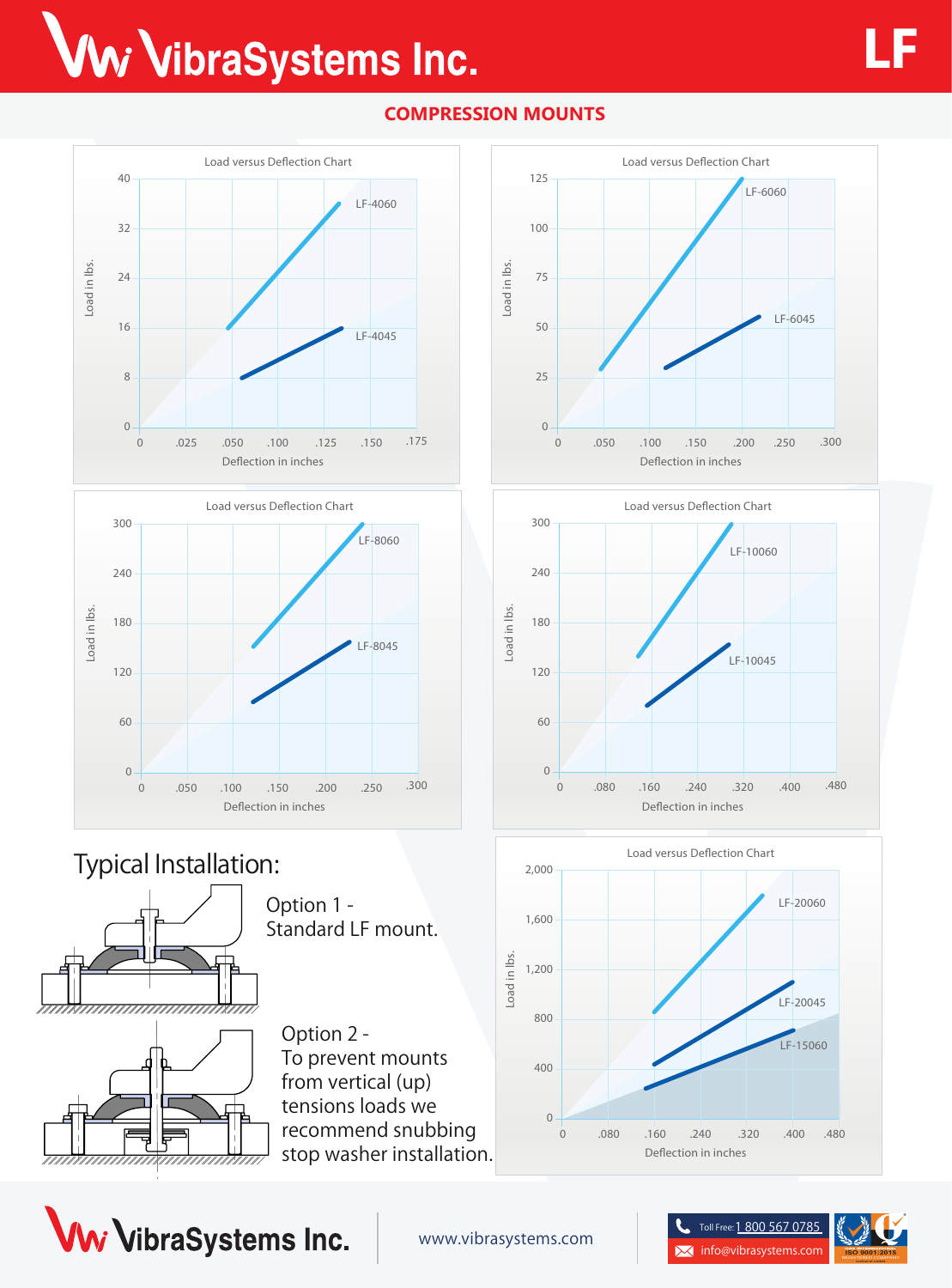# VibraSystems Inc.

## COMPRESSION MOUNTS

LF

Load versus Deflection Chart

Load in lbs.

40
32
24
16
8
0

0 .025 .050 .100 .125 .150 .175

Deflection in inches

LF-4060
LF-4045

Load versus Deflection Chart

Load in lbs.

125
100
75
50
25
0

0 .050 .100 .150 .200 .250 .300

Deflection in inches

LF-6060
LF-6045

Load versus Deflection Chart

Load in lbs.

300
240
180
120
60
0

0 .050 .100 .150 .200 .250 .300

Deflection in inches

LF-8060
LF-8045

Load versus Deflection Chart

Load in lbs.

300
240
180
120
60
0

0 .080 .160 .240 .320 .400 .480

Deflection in inches

LF-10060
LF-10045

## Typical Installation:

Option 1 -
Standard LF mount.

Option 2 -
To prevent mounts from vertical (up) tensions loads we recommend snubbing stop washer installation.

Load versus Deflection Chart

Load in lbs.

2,000
1,600
1,200
800
400
0

0 .080 .160 .240 .320 .400 .480

Deflection in inches

LF-20060
LF-20045
LF-15060

VibraSystems Inc.

www.vibrasystems.com

Toll Free: 1 800 567 0785
info@vibrasystems.com